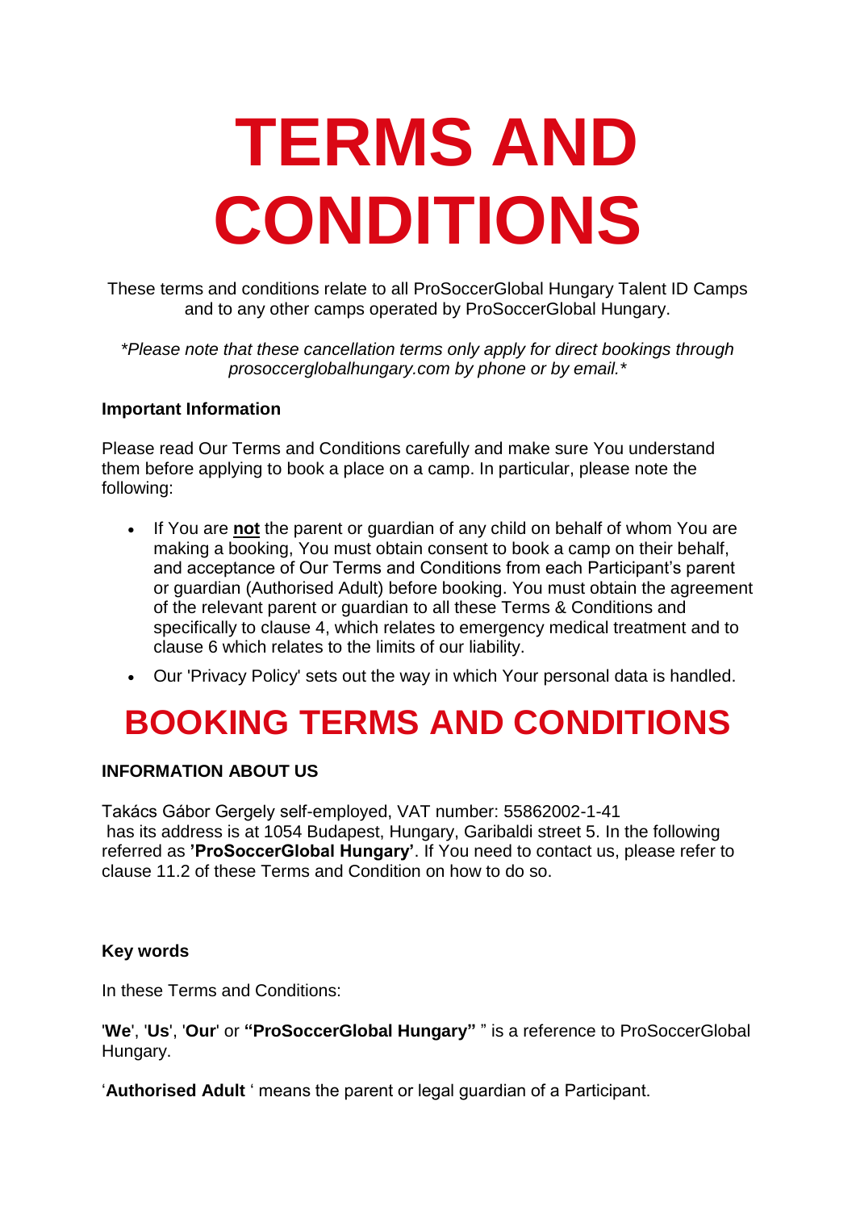# TERMS AND CONDITIONS

These terms and conditions relate to all ProSoccerGlobal Hungary Talent ID Camps and to any other camps operated by ProSoccerGlobal Hungary.

*\*Please note that these cancellation terms only apply for direct bookings through prosoccerglobalhungary.com by phone or by email.\**

**Important Information**

Please read Our Terms and Conditions carefully and make sure You understand them before applying to book a place on a camp. In particular, please note the following:

- If You are **not** the parent or guardian of any child on behalf of whom You are making a booking, You must obtain consent to book a camp on their behalf, and acceptance of Our Terms and Conditions from each Participant's parent or guardian (Authorised Adult) before booking. You must obtain the agreement of the relevant parent or guardian to all these Terms & Conditions and specifically to clause 4, which relates to emergency medical treatment and to clause 6 which relates to the limits of our liability.
- Our 'Privacy Policy' sets out the way in which Your personal data is handled.

# BOOKING TERMS AND CONDITIONS

**INFORMATION ABOUT US**

Takács Gábor Gergely self-employed, VAT number: 55862002-1-41 has its address is at 1054 Budapest, Hungary, Garibaldi street 5. In the following referred as **'ProSoccerGlobal Hungary'**. If You need to contact us, please refer to clause 11.2 of these Terms and Condition on how to do so.

**Key words**

In these Terms and Conditions:

'**We**', '**Us**', '**Our**' or **"ProSoccerGlobal Hungary"** " is a reference to ProSoccerGlobal Hungary.

'**Authorised Adult** ' means the parent or legal guardian of a Participant.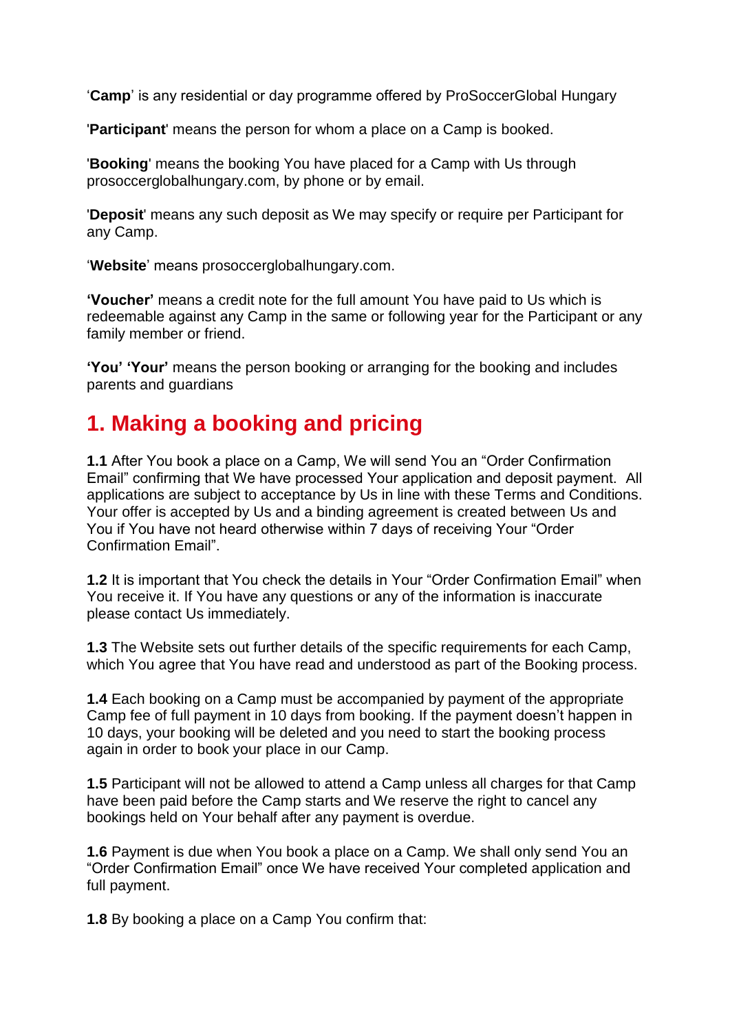'**Camp**' is any residential or day programme offered by ProSoccerGlobal Hungary

'**Participant**' means the person for whom a place on a Camp is booked.

'**Booking**' means the booking You have placed for a Camp with Us through prosoccerglobalhungary.com, by phone or by email.

'**Deposit**' means any such deposit as We may specify or require per Participant for any Camp.

'**Website**' means prosoccerglobalhungary.com.

**'Voucher'** means a credit note for the full amount You have paid to Us which is redeemable against any Camp in the same or following year for the Participant or any family member or friend.

**'You' 'Your'** means the person booking or arranging for the booking and includes parents and guardians

## 1. Making a booking and pricing

**1.1** After You book a place on a Camp, We will send You an "Order Confirmation Email" confirming that We have processed Your application and deposit payment. All applications are subject to acceptance by Us in line with these Terms and Conditions. Your offer is accepted by Us and a binding agreement is created between Us and You if You have not heard otherwise within 7 days of receiving Your "Order Confirmation Email".

**1.2** It is important that You check the details in Your "Order Confirmation Email" when You receive it. If You have any questions or any of the information is inaccurate please contact Us immediately.

**1.3** The Website sets out further details of the specific requirements for each Camp, which You agree that You have read and understood as part of the Booking process.

**1.4** Each booking on a Camp must be accompanied by payment of the appropriate Camp fee of full payment in 10 days from booking. If the payment doesn't happen in 10 days, your booking will be deleted and you need to start the booking process again in order to book your place in our Camp.

**1.5** Participant will not be allowed to attend a Camp unless all charges for that Camp have been paid before the Camp starts and We reserve the right to cancel any bookings held on Your behalf after any payment is overdue.

**1.6** Payment is due when You book a place on a Camp. We shall only send You an "Order Confirmation Email" once We have received Your completed application and full payment.

**1.8** By booking a place on a Camp You confirm that: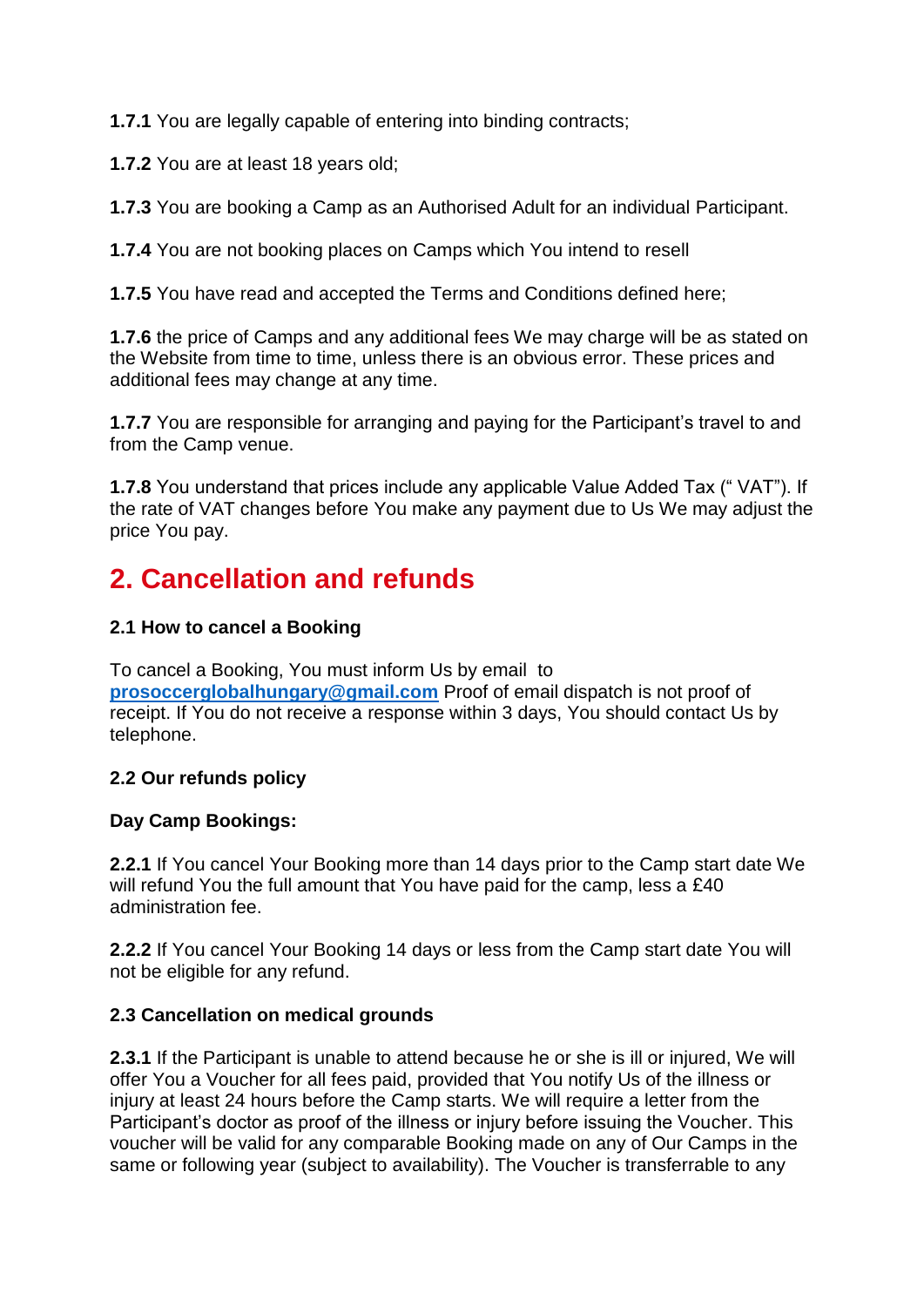**1.7.1** You are legally capable of entering into binding contracts;

**1.7.2** You are at least 18 years old;

**1.7.3** You are booking a Camp as an Authorised Adult for an individual Participant.

**1.7.4** You are not booking places on Camps which You intend to resell

**1.7.5** You have read and accepted the Terms and Conditions defined here;

**1.7.6** the price of Camps and any additional fees We may charge will be as stated on the Website from time to time, unless there is an obvious error. These prices and additional fees may change at any time.

**1.7.7** You are responsible for arranging and paying for the Participant's travel to and from the Camp venue.

**1.7.8** You understand that prices include any applicable Value Added Tax (" VAT"). If the rate of VAT changes before You make any payment due to Us We may adjust the price You pay.

## 2. Cancellation and refunds

**2.1 How to cancel a Booking**

To cancel a Booking, You must inform Us by email to **prosoccerglobalhungary@gmail.com** Proof of email dispatch is not proof of receipt. If You do not receive a response within 3 days, You should contact Us by telephone.

**2.2 Our refunds policy**

**Day Camp Bookings:**

**2.2.1** If You cancel Your Booking more than 14 days prior to the Camp start date We will refund You the full amount that You have paid for the camp, less a £40 administration fee.

**2.2.2** If You cancel Your Booking 14 days or less from the Camp start date You will not be eligible for any refund.

**2.3 Cancellation on medical grounds**

**2.3.1** If the Participant is unable to attend because he or she is ill or injured, We will offer You a Voucher for all fees paid, provided that You notify Us of the illness or injury at least 24 hours before the Camp starts. We will require a letter from the Participant's doctor as proof of the illness or injury before issuing the Voucher. This voucher will be valid for any comparable Booking made on any of Our Camps in the same or following year (subject to availability). The Voucher is transferrable to any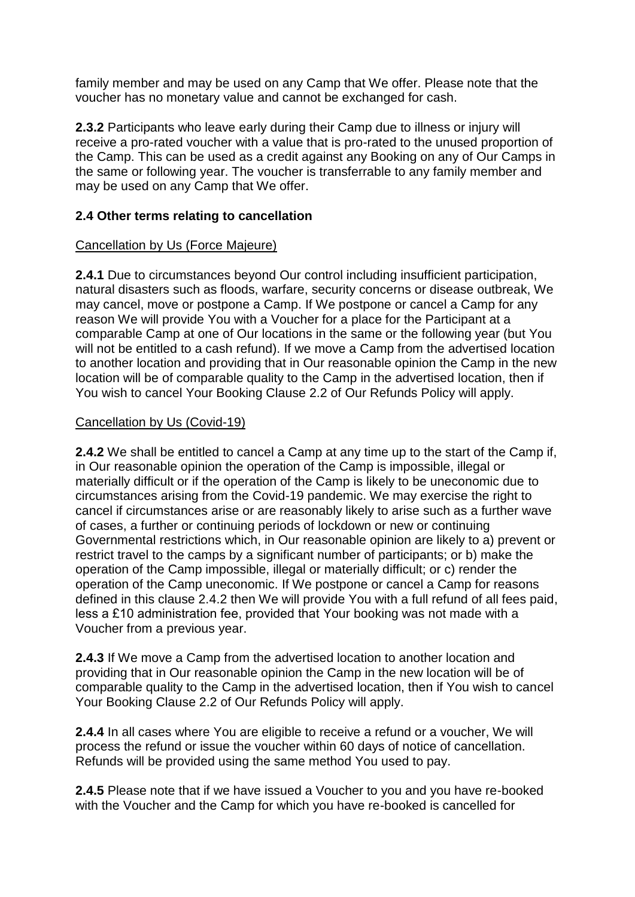family member and may be used on any Camp that We offer. Please note that the voucher has no monetary value and cannot be exchanged for cash.

**2.3.2** Participants who leave early during their Camp due to illness or injury will receive a pro-rated voucher with a value that is pro-rated to the unused proportion of the Camp. This can be used as a credit against any Booking on any of Our Camps in the same or following year. The voucher is transferrable to any family member and may be used on any Camp that We offer.

### 2.4 Other terms relating to cancellation

Cancellation by Us (Force Majeure)

**2.4.1** Due to circumstances beyond Our control including insufficient participation, natural disasters such as floods, warfare, security concerns or disease outbreak, We may cancel, move or postpone a Camp. If We postpone or cancel a Camp for any reason We will provide You with a Voucher for a place for the Participant at a comparable Camp at one of Our locations in the same or the following year (but You will not be entitled to a cash refund). If we move a Camp from the advertised location to another location and providing that in Our reasonable opinion the Camp in the new location will be of comparable quality to the Camp in the advertised location, then if You wish to cancel Your Booking Clause 2.2 of Our Refunds Policy will apply.

Cancellation by Us (Covid-19)

**2.4.2** We shall be entitled to cancel a Camp at any time up to the start of the Camp if, in Our reasonable opinion the operation of the Camp is impossible, illegal or materially difficult or if the operation of the Camp is likely to be uneconomic due to circumstances arising from the Covid-19 pandemic. We may exercise the right to cancel if circumstances arise or are reasonably likely to arise such as a further wave of cases, a further or continuing periods of lockdown or new or continuing Governmental restrictions which, in Our reasonable opinion are likely to a) prevent or restrict travel to the camps by a significant number of participants; or b) make the operation of the Camp impossible, illegal or materially difficult; or c) render the operation of the Camp uneconomic. If We postpone or cancel a Camp for reasons defined in this clause 2.4.2 then We will provide You with a full refund of all fees paid, less a £10 administration fee, provided that Your booking was not made with a Voucher from a previous year.

**2.4.3** If We move a Camp from the advertised location to another location and providing that in Our reasonable opinion the Camp in the new location will be of comparable quality to the Camp in the advertised location, then if You wish to cancel Your Booking Clause 2.2 of Our Refunds Policy will apply.

**2.4.4** In all cases where You are eligible to receive a refund or a voucher, We will process the refund or issue the voucher within 60 days of notice of cancellation. Refunds will be provided using the same method You used to pay.

**2.4.5** Please note that if we have issued a Voucher to you and you have re-booked with the Voucher and the Camp for which you have re-booked is cancelled for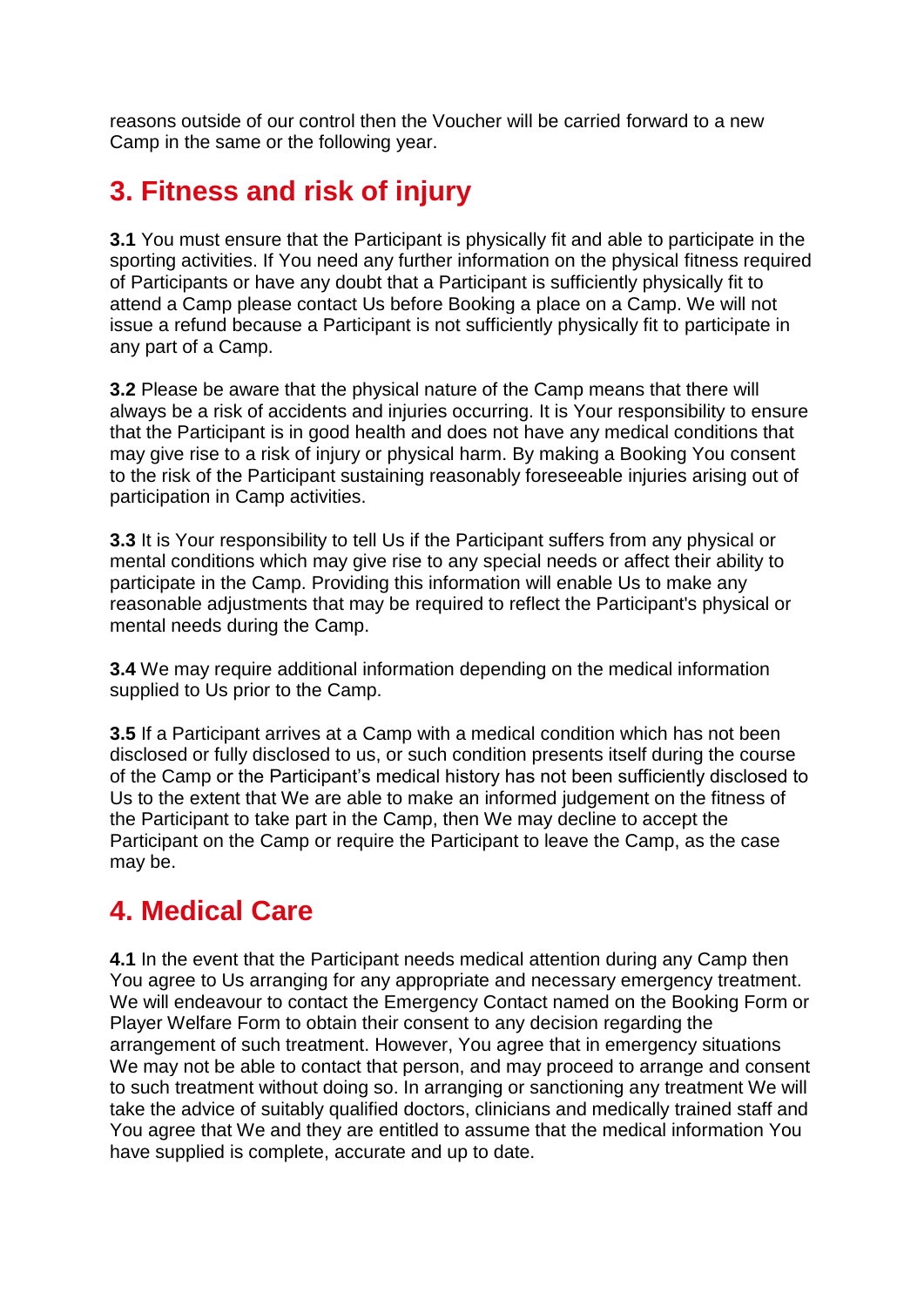reasons outside of our control then the Voucher will be carried forward to a new Camp in the same or the following year.

## 3. Fitness and risk of injury

**3.1** You must ensure that the Participant is physically fit and able to participate in the sporting activities. If You need any further information on the physical fitness required of Participants or have any doubt that a Participant is sufficiently physically fit to attend a Camp please contact Us before Booking a place on a Camp. We will not issue a refund because a Participant is not sufficiently physically fit to participate in any part of a Camp.

**3.2** Please be aware that the physical nature of the Camp means that there will always be a risk of accidents and injuries occurring. It is Your responsibility to ensure that the Participant is in good health and does not have any medical conditions that may give rise to a risk of injury or physical harm. By making a Booking You consent to the risk of the Participant sustaining reasonably foreseeable injuries arising out of participation in Camp activities.

**3.3** It is Your responsibility to tell Us if the Participant suffers from any physical or mental conditions which may give rise to any special needs or affect their ability to participate in the Camp. Providing this information will enable Us to make any reasonable adjustments that may be required to reflect the Participant's physical or mental needs during the Camp.

**3.4** We may require additional information depending on the medical information supplied to Us prior to the Camp.

**3.5** If a Participant arrives at a Camp with a medical condition which has not been disclosed or fully disclosed to us, or such condition presents itself during the course of the Camp or the Participant's medical history has not been sufficiently disclosed to Us to the extent that We are able to make an informed judgement on the fitness of the Participant to take part in the Camp, then We may decline to accept the Participant on the Camp or require the Participant to leave the Camp, as the case may be.

## 4. Medical Care

**4.1** In the event that the Participant needs medical attention during any Camp then You agree to Us arranging for any appropriate and necessary emergency treatment. We will endeavour to contact the Emergency Contact named on the Booking Form or Player Welfare Form to obtain their consent to any decision regarding the arrangement of such treatment. However, You agree that in emergency situations We may not be able to contact that person, and may proceed to arrange and consent to such treatment without doing so. In arranging or sanctioning any treatment We will take the advice of suitably qualified doctors, clinicians and medically trained staff and You agree that We and they are entitled to assume that the medical information You have supplied is complete, accurate and up to date.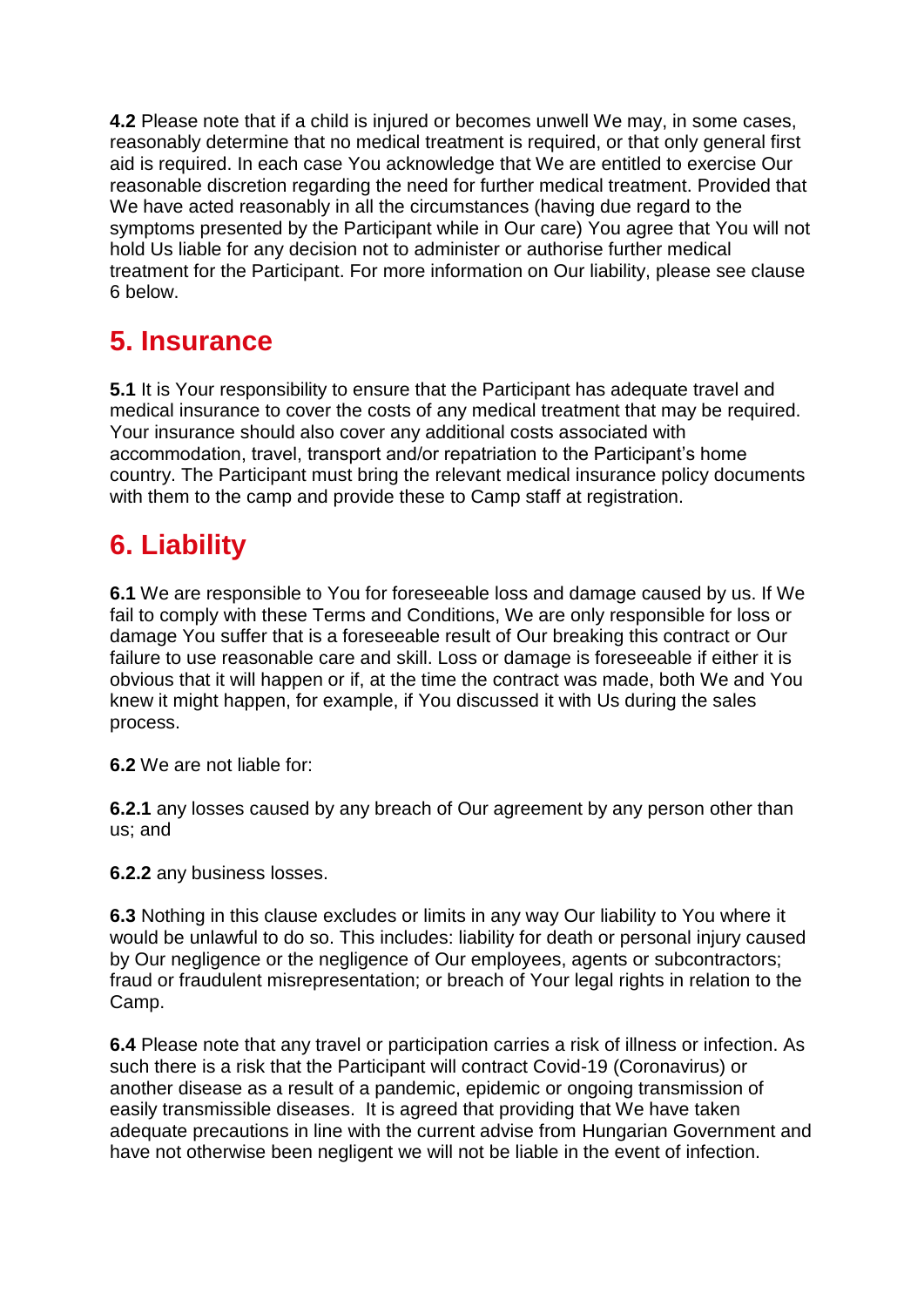**4.2** Please note that if a child is injured or becomes unwell We may, in some cases, reasonably determine that no medical treatment is required, or that only general first aid is required. In each case You acknowledge that We are entitled to exercise Our reasonable discretion regarding the need for further medical treatment. Provided that We have acted reasonably in all the circumstances (having due regard to the symptoms presented by the Participant while in Our care) You agree that You will not hold Us liable for any decision not to administer or authorise further medical treatment for the Participant. For more information on Our liability, please see clause 6 below.

## 5. Insurance

**5.1** It is Your responsibility to ensure that the Participant has adequate travel and medical insurance to cover the costs of any medical treatment that may be required. Your insurance should also cover any additional costs associated with accommodation, travel, transport and/or repatriation to the Participant's home country. The Participant must bring the relevant medical insurance policy documents with them to the camp and provide these to Camp staff at registration.

## 6. Liability

**6.1** We are responsible to You for foreseeable loss and damage caused by us. If We fail to comply with these Terms and Conditions, We are only responsible for loss or damage You suffer that is a foreseeable result of Our breaking this contract or Our failure to use reasonable care and skill. Loss or damage is foreseeable if either it is obvious that it will happen or if, at the time the contract was made, both We and You knew it might happen, for example, if You discussed it with Us during the sales process.

**6.2** We are not liable for:

**6.2.1** any losses caused by any breach of Our agreement by any person other than us; and

**6.2.2** any business losses.

**6.3** Nothing in this clause excludes or limits in any way Our liability to You where it would be unlawful to do so. This includes: liability for death or personal injury caused by Our negligence or the negligence of Our employees, agents or subcontractors; fraud or fraudulent misrepresentation; or breach of Your legal rights in relation to the Camp.

**6.4** Please note that any travel or participation carries a risk of illness or infection. As such there is a risk that the Participant will contract Covid-19 (Coronavirus) or another disease as a result of a pandemic, epidemic or ongoing transmission of easily transmissible diseases. It is agreed that providing that We have taken adequate precautions in line with the current advise from Hungarian Government and have not otherwise been negligent we will not be liable in the event of infection.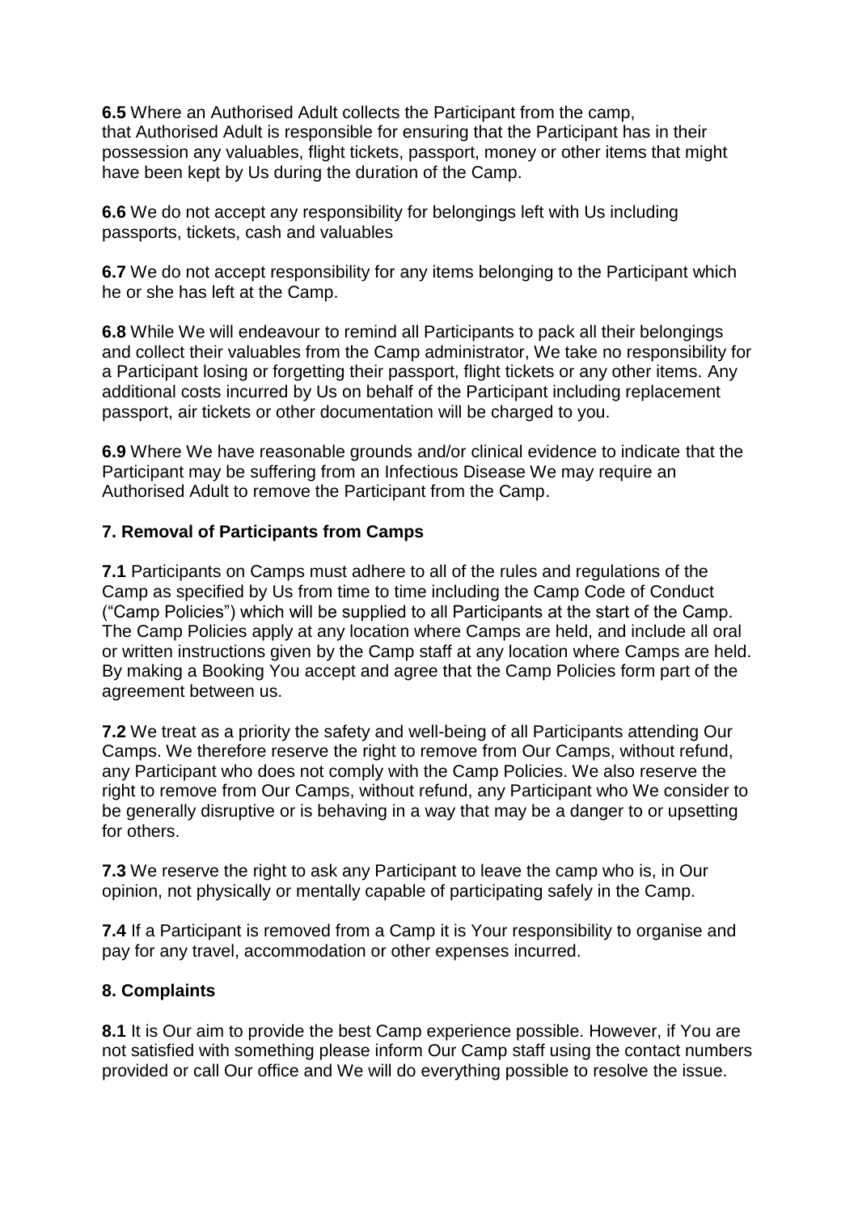**6.5** Where an Authorised Adult collects the Participant from the camp, that Authorised Adult is responsible for ensuring that the Participant has in their possession any valuables, flight tickets, passport, money or other items that might have been kept by Us during the duration of the Camp.

**6.6** We do not accept any responsibility for belongings left with Us including passports, tickets, cash and valuables

**6.7** We do not accept responsibility for any items belonging to the Participant which he or she has left at the Camp.

**6.8** While We will endeavour to remind all Participants to pack all their belongings and collect their valuables from the Camp administrator, We take no responsibility for a Participant losing or forgetting their passport, flight tickets or any other items. Any additional costs incurred by Us on behalf of the Participant including replacement passport, air tickets or other documentation will be charged to you.

**6.9** Where We have reasonable grounds and/or clinical evidence to indicate that the Participant may be suffering from an Infectious Disease We may require an Authorised Adult to remove the Participant from the Camp.

## 7. Removal of Participants from Camps

**7.1** Participants on Camps must adhere to all of the rules and regulations of the Camp as specified by Us from time to time including the Camp Code of Conduct ("Camp Policies") which will be supplied to all Participants at the start of the Camp. The Camp Policies apply at any location where Camps are held, and include all oral or written instructions given by the Camp staff at any location where Camps are held. By making a Booking You accept and agree that the Camp Policies form part of the agreement between us.

**7.2** We treat as a priority the safety and well-being of all Participants attending Our Camps. We therefore reserve the right to remove from Our Camps, without refund, any Participant who does not comply with the Camp Policies. We also reserve the right to remove from Our Camps, without refund, any Participant who We consider to be generally disruptive or is behaving in a way that may be a danger to or upsetting for others.

**7.3** We reserve the right to ask any Participant to leave the camp who is, in Our opinion, not physically or mentally capable of participating safely in the Camp.

**7.4** If a Participant is removed from a Camp it is Your responsibility to organise and pay for any travel, accommodation or other expenses incurred.

## 8. Complaints

**8.1** It is Our aim to provide the best Camp experience possible. However, if You are not satisfied with something please inform Our Camp staff using the contact numbers provided or call Our office and We will do everything possible to resolve the issue.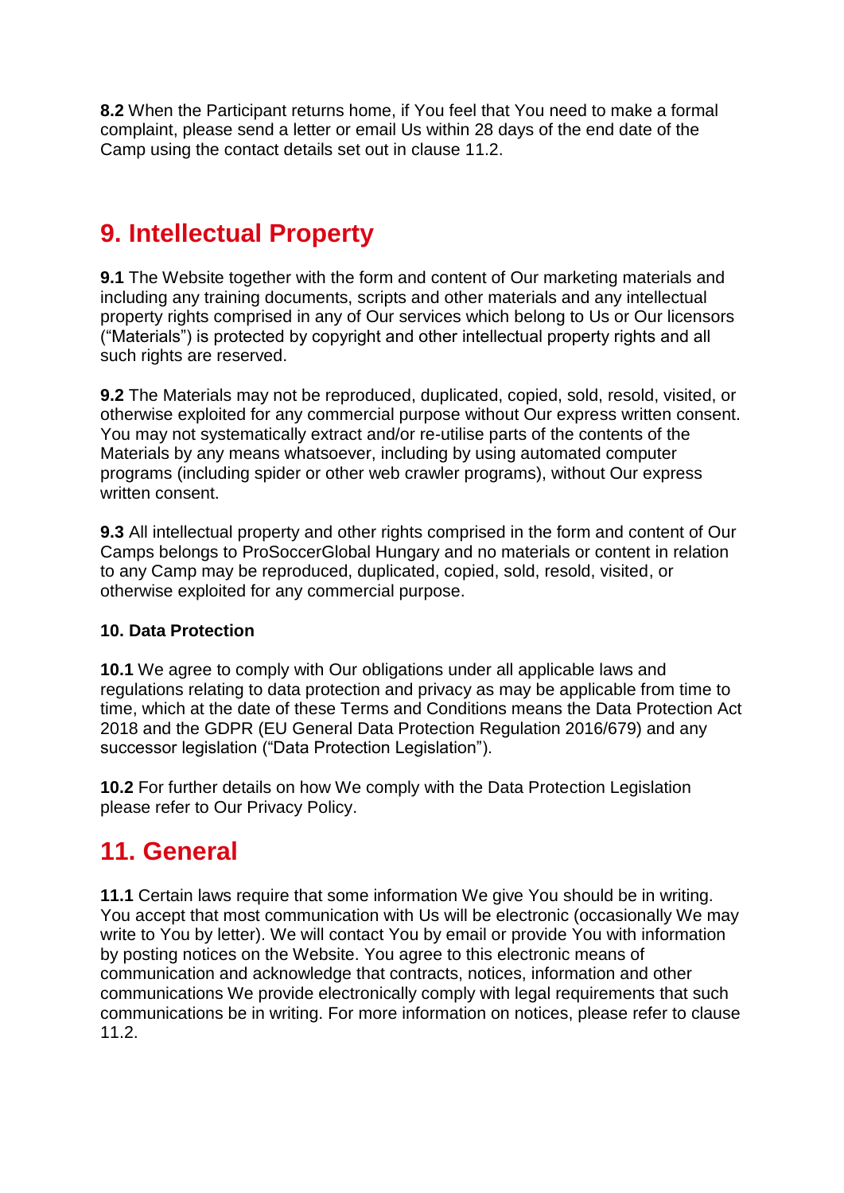**8.2** When the Participant returns home, if You feel that You need to make a formal complaint, please send a letter or email Us within 28 days of the end date of the Camp using the contact details set out in clause 11.2.

## 9. Intellectual Property

**9.1** The Website together with the form and content of Our marketing materials and including any training documents, scripts and other materials and any intellectual property rights comprised in any of Our services which belong to Us or Our licensors ("Materials") is protected by copyright and other intellectual property rights and all such rights are reserved.

**9.2** The Materials may not be reproduced, duplicated, copied, sold, resold, visited, or otherwise exploited for any commercial purpose without Our express written consent. You may not systematically extract and/or re-utilise parts of the contents of the Materials by any means whatsoever, including by using automated computer programs (including spider or other web crawler programs), without Our express written consent.

**9.3** All intellectual property and other rights comprised in the form and content of Our Camps belongs to ProSoccerGlobal Hungary and no materials or content in relation to any Camp may be reproduced, duplicated, copied, sold, resold, visited, or otherwise exploited for any commercial purpose.

**10. Data Protection**

**10.1** We agree to comply with Our obligations under all applicable laws and regulations relating to data protection and privacy as may be applicable from time to time, which at the date of these Terms and Conditions means the Data Protection Act 2018 and the GDPR (EU General Data Protection Regulation 2016/679) and any successor legislation ("Data Protection Legislation").

**10.2** For further details on how We comply with the Data Protection Legislation please refer to Our Privacy Policy.

## 11. General

**11.1** Certain laws require that some information We give You should be in writing. You accept that most communication with Us will be electronic (occasionally We may write to You by letter). We will contact You by email or provide You with information by posting notices on the Website. You agree to this electronic means of communication and acknowledge that contracts, notices, information and other communications We provide electronically comply with legal requirements that such communications be in writing. For more information on notices, please refer to clause 11.2.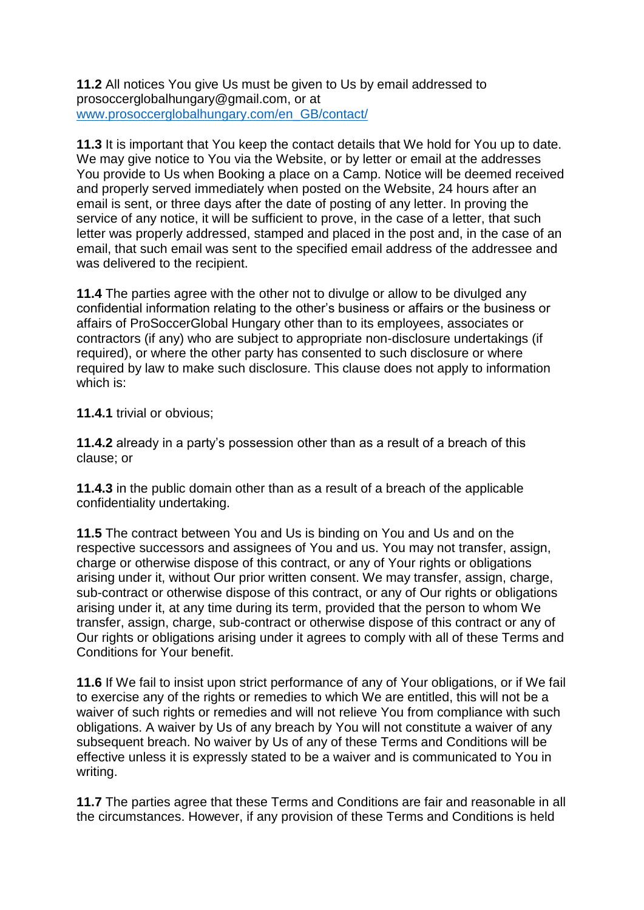**11.2** All notices You give Us must be given to Us by email addressed to prosoccerglobalhungary@gmail.com, or at [www.prosoccerglobalhungary.com/en_GB/contact/](www.prosoccerglobalhungary.com/en_GB/contact/)

**11.3** It is important that You keep the contact details that We hold for You up to date. We may give notice to You via the Website, or by letter or email at the addresses You provide to Us when Booking a place on a Camp. Notice will be deemed received and properly served immediately when posted on the Website, 24 hours after an email is sent, or three days after the date of posting of any letter. In proving the service of any notice, it will be sufficient to prove, in the case of a letter, that such letter was properly addressed, stamped and placed in the post and, in the case of an email, that such email was sent to the specified email address of the addressee and was delivered to the recipient.

**11.4** The parties agree with the other not to divulge or allow to be divulged any confidential information relating to the other's business or affairs or the business or affairs of ProSoccerGlobal Hungary other than to its employees, associates or contractors (if any) who are subject to appropriate non-disclosure undertakings (if required), or where the other party has consented to such disclosure or where required by law to make such disclosure. This clause does not apply to information which is:

**11.4.1** trivial or obvious;

**11.4.2** already in a party's possession other than as a result of a breach of this clause; or

**11.4.3** in the public domain other than as a result of a breach of the applicable confidentiality undertaking.

**11.5** The contract between You and Us is binding on You and Us and on the respective successors and assignees of You and us. You may not transfer, assign, charge or otherwise dispose of this contract, or any of Your rights or obligations arising under it, without Our prior written consent. We may transfer, assign, charge, sub-contract or otherwise dispose of this contract, or any of Our rights or obligations arising under it, at any time during its term, provided that the person to whom We transfer, assign, charge, sub-contract or otherwise dispose of this contract or any of Our rights or obligations arising under it agrees to comply with all of these Terms and Conditions for Your benefit.

**11.6** If We fail to insist upon strict performance of any of Your obligations, or if We fail to exercise any of the rights or remedies to which We are entitled, this will not be a waiver of such rights or remedies and will not relieve You from compliance with such obligations. A waiver by Us of any breach by You will not constitute a waiver of any subsequent breach. No waiver by Us of any of these Terms and Conditions will be effective unless it is expressly stated to be a waiver and is communicated to You in writing.

**11.7** The parties agree that these Terms and Conditions are fair and reasonable in all the circumstances. However, if any provision of these Terms and Conditions is held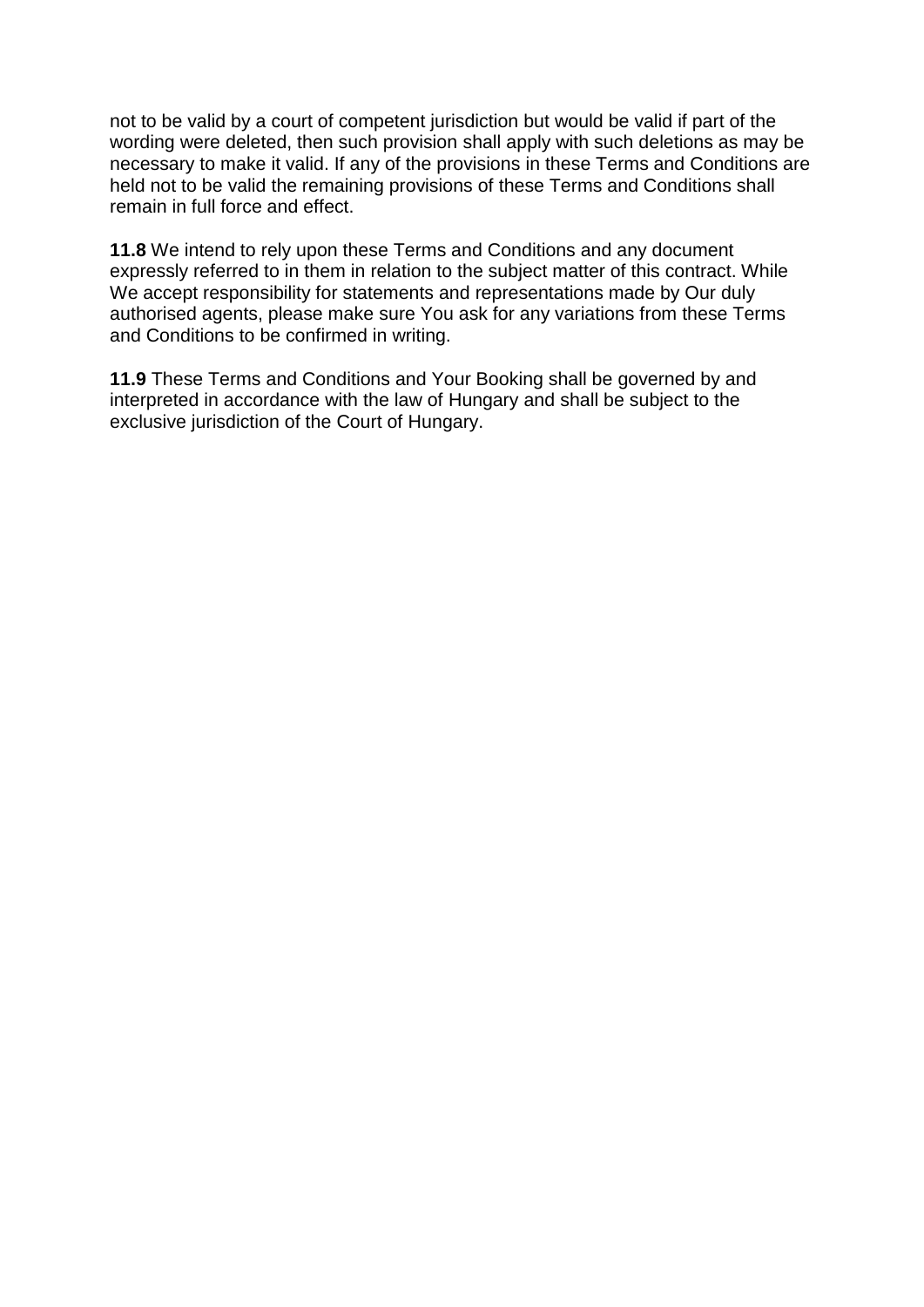not to be valid by a court of competent jurisdiction but would be valid if part of the wording were deleted, then such provision shall apply with such deletions as may be necessary to make it valid. If any of the provisions in these Terms and Conditions are held not to be valid the remaining provisions of these Terms and Conditions shall remain in full force and effect.

**11.8** We intend to rely upon these Terms and Conditions and any document expressly referred to in them in relation to the subject matter of this contract. While We accept responsibility for statements and representations made by Our duly authorised agents, please make sure You ask for any variations from these Terms and Conditions to be confirmed in writing.

**11.9** These Terms and Conditions and Your Booking shall be governed by and interpreted in accordance with the law of Hungary and shall be subject to the exclusive jurisdiction of the Court of Hungary.